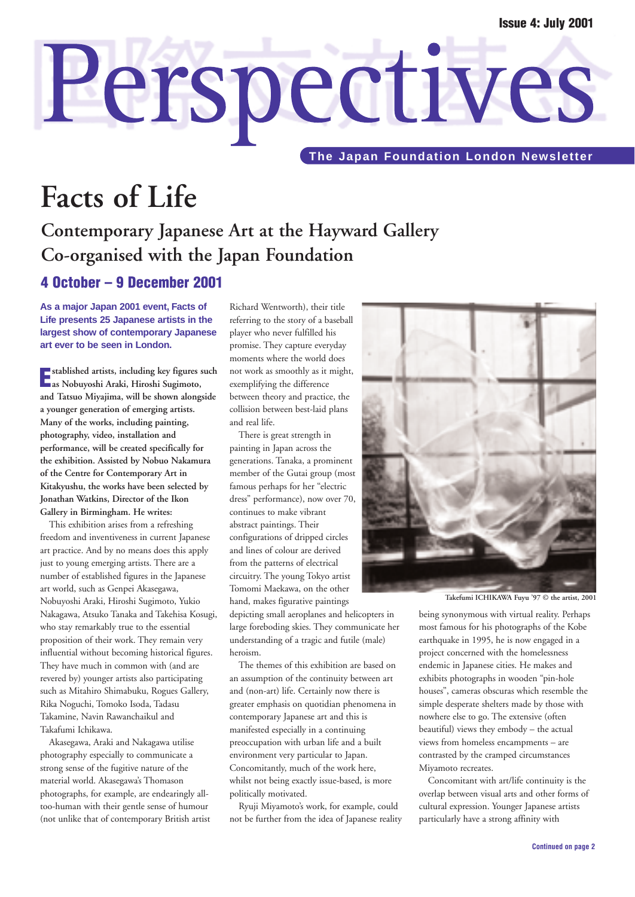Issue 4: July 2001

# Perspectives

**The Japan Foundation London Newsletter**

# Facts of Life

## Contemporary Japanese Art at the Hayward Gallery Co-organised with the Japan Foundation

### 4 October – 9 December 2001

**As a major Japan 2001 event, Facts of Life presents 25 Japanese artists in the largest show of contemporary Japanese art ever to be seen in London.**

**Established artists, including key figures such as Nobuyoshi Araki, Hiroshi Sugimoto, and Tatsuo Miyajima, will be shown alongside a younger generation of emerging artists. Many of the works, including painting, photography, video, installation and performance, will be created specifically for the exhibition. Assisted by Nobuo Nakamura of the Centre for Contemporary Art in Kitakyushu, the works have been selected by Jonathan Watkins, Director of the Ikon Gallery in Birmingham. He writes:**

This exhibition arises from a refreshing freedom and inventiveness in current Japanese art practice. And by no means does this apply just to young emerging artists. There are a number of established figures in the Japanese art world, such as Genpei Akasegawa, Nobuyoshi Araki, Hiroshi Sugimoto, Yukio Nakagawa, Atsuko Tanaka and Takehisa Kosugi, who stay remarkably true to the essential proposition of their work. They remain very influential without becoming historical figures. They have much in common with (and are revered by) younger artists also participating such as Mitahiro Shimabuku, Rogues Gallery, Rika Noguchi, Tomoko Isoda, Tadasu Takamine, Navin Rawanchaikul and Takafumi Ichikawa.

Akasegawa, Araki and Nakagawa utilise photography especially to communicate a strong sense of the fugitive nature of the material world. Akasegawa's Thomason photographs, for example, are endearingly all-too-human with their gentle sense of humour (not unlike that of contemporary British artist Richard Wentworth), their title referring to the story of a baseball player who never fulfilled his promise. They capture everyday moments where the world does not work as smoothly as it might, exemplifying the difference between theory and practice, the collision between best-laid plans and real life.

There is great strength in painting in Japan across the generations. Tanaka, a prominent member of the Gutai group (most famous perhaps for her "electric dress" performance), now over 70, continues to make vibrant abstract paintings. Their configurations of dripped circles and lines of colour are derived from the patterns of electrical circuitry. The young Tokyo artist Tomomi Maekawa, on the other hand, makes figurative paintings depicting small aeroplanes and helicopters in large foreboding skies. They communicate her understanding of a tragic and futile (male) heroism.

The themes of this exhibition are based on an assumption of the continuity between art and (non-art) life. Certainly now there is greater emphasis on quotidian phenomena in contemporary Japanese art and this is manifested especially in a continuing preoccupation with urban life and a built environment very particular to Japan. Concomitantly, much of the work here, whilst not being exactly issue-based, is more politically motivated.

Ryuji Miyamoto's work, for example, could not be further from the idea of Japanese reality being synonymous with virtual reality. Perhaps most famous for his photographs of the Kobe earthquake in 1995, he is now engaged in a project concerned with the homelessness endemic in Japanese cities. He makes and exhibits photographs in wooden "pin-hole houses", cameras obscuras which resemble the simple desperate shelters made by those with nowhere else to go. The extensive (often beautiful) views they embody – the actual views from homeless encampments – are contrasted by the cramped circumstances Miyamoto recreates.

Takefumi ICHIKAWA Fuyu '97 © the artist, 2001

Concomitant with art/life continuity is the overlap between visual arts and other forms of cultural expression. Younger Japanese artists particularly have a strong affinity with

Continued on page 2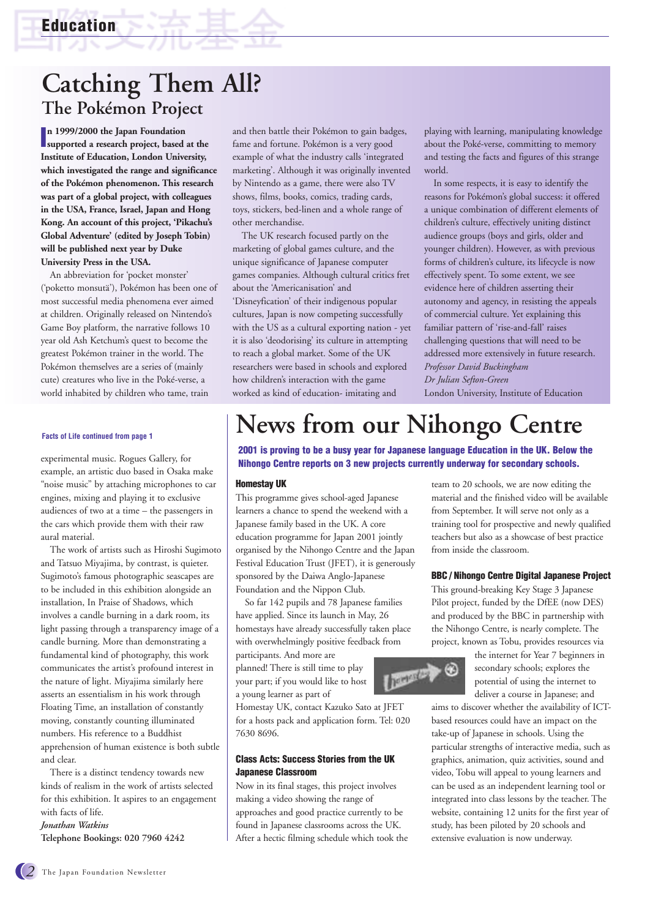# Catching Them All?

## The Pokémon Project

**In 1999/2000 the Japan Foundation supported a research project, based at the Institute of Education, London University, which investigated the range and significance of the Pokémon phenomenon. This research was part of a global project, with colleagues in the USA, France, Israel, Japan and Hong Kong. An account of this project, 'Pikachu's Global Adventure' (edited by Joseph Tobin) will be published next year by Duke University Press in the USA.**

An abbreviation for 'pocket monster' ('poketto monsutā'), Pokémon has been one of most successful media phenomena ever aimed at children. Originally released on Nintendo's Game Boy platform, the narrative follows 10 year old Ash Ketchum's quest to become the greatest Pokémon trainer in the world. The Pokémon themselves are a series of (mainly cute) creatures who live in the Poké-verse, a world inhabited by children who tame, train and then battle their Pokémon to gain badges, fame and fortune. Pokémon is a very good example of what the industry calls 'integrated marketing'. Although it was originally invented by Nintendo as a game, there were also TV shows, films, books, comics, trading cards, toys, stickers, bed-linen and a whole range of other merchandise.

The UK research focused partly on the marketing of global games culture, and the unique significance of Japanese computer games companies. Although cultural critics fret about the 'Americanisation' and 'Disneyfication' of their indigenous popular cultures, Japan is now competing successfully with the US as a cultural exporting nation - yet it is also 'deodorising' its culture in attempting to reach a global market. Some of the UK researchers were based in schools and explored how children's interaction with the game worked as kind of education- imitating and playing with learning, manipulating knowledge about the Poké-verse, committing to memory and testing the facts and figures of this strange world.

In some respects, it is easy to identify the reasons for Pokémon's global success: it offered a unique combination of different elements of children's culture, effectively uniting distinct audience groups (boys and girls, older and younger children). However, as with previous forms of children's culture, its lifecycle is now effectively spent. To some extent, we see evidence here of children asserting their autonomy and agency, in resisting the appeals of commercial culture. Yet explaining this familiar pattern of 'rise-and-fall' raises challenging questions that will need to be addressed more extensively in future research.

*Professor David Buckingham*
*Dr Julian Sefton-Green*
London University, Institute of Education

---

**Facts of Life continued from page 1**

experimental music. Rogues Gallery, for example, an artistic duo based in Osaka make "noise music" by attaching microphones to car engines, mixing and playing it to exclusive audiences of two at a time – the passengers in the cars which provide them with their raw aural material.

The work of artists such as Hiroshi Sugimoto and Tatsuo Miyajima, by contrast, is quieter. Sugimoto's famous photographic seascapes are to be included in this exhibition alongside an installation, In Praise of Shadows, which involves a candle burning in a dark room, its light passing through a transparency image of a candle burning. More than demonstrating a fundamental kind of photography, this work communicates the artist's profound interest in the nature of light. Miyajima similarly here asserts an essentialism in his work through Floating Time, an installation of constantly moving, constantly counting illuminated numbers. His reference to a Buddhist apprehension of human existence is both subtle and clear.

There is a distinct tendency towards new kinds of realism in the work of artists selected for this exhibition. It aspires to an engagement with facts of life.

*Jonathan Watkins*
**Telephone Bookings: 020 7960 4242**

---

# News from our Nihongo Centre

**2001 is proving to be a busy year for Japanese language Education in the UK. Below the Nihongo Centre reports on 3 new projects currently underway for secondary schools.**

### Homestay UK

This programme gives school-aged Japanese learners a chance to spend the weekend with a Japanese family based in the UK. A core education programme for Japan 2001 jointly organised by the Nihongo Centre and the Japan Festival Education Trust (JFET), it is generously sponsored by the Daiwa Anglo-Japanese Foundation and the Nippon Club.

So far 142 pupils and 78 Japanese families have applied. Since its launch in May, 26 homestays have already successfully taken place with overwhelmingly positive feedback from participants. And more are planned! There is still time to play your part; if you would like to host a young learner as part of Homestay UK, contact Kazuko Sato at JFET for a hosts pack and application form. Tel: 020 7630 8696.

### Class Acts: Success Stories from the UK Japanese Classroom

Now in its final stages, this project involves making a video showing the range of approaches and good practice currently to be found in Japanese classrooms across the UK. After a hectic filming schedule which took the team to 20 schools, we are now editing the material and the finished video will be available from September. It will serve not only as a training tool for prospective and newly qualified teachers but also as a showcase of best practice from inside the classroom.

### BBC / Nihongo Centre Digital Japanese Project

This ground-breaking Key Stage 3 Japanese Pilot project, funded by the DfEE (now DES) and produced by the BBC in partnership with the Nihongo Centre, is nearly complete. The project, known as Tobu, provides resources via the internet for Year 7 beginners in secondary schools; explores the potential of using the internet to deliver a course in Japanese; and aims to discover whether the availability of ICT-based resources could have an impact on the take-up of Japanese in schools. Using the particular strengths of interactive media, such as graphics, animation, quiz activities, sound and video, Tobu will appeal to young learners and can be used as an independent learning tool or integrated into class lessons by the teacher. The website, containing 12 units for the first year of study, has been piloted by 20 schools and extensive evaluation is now underway.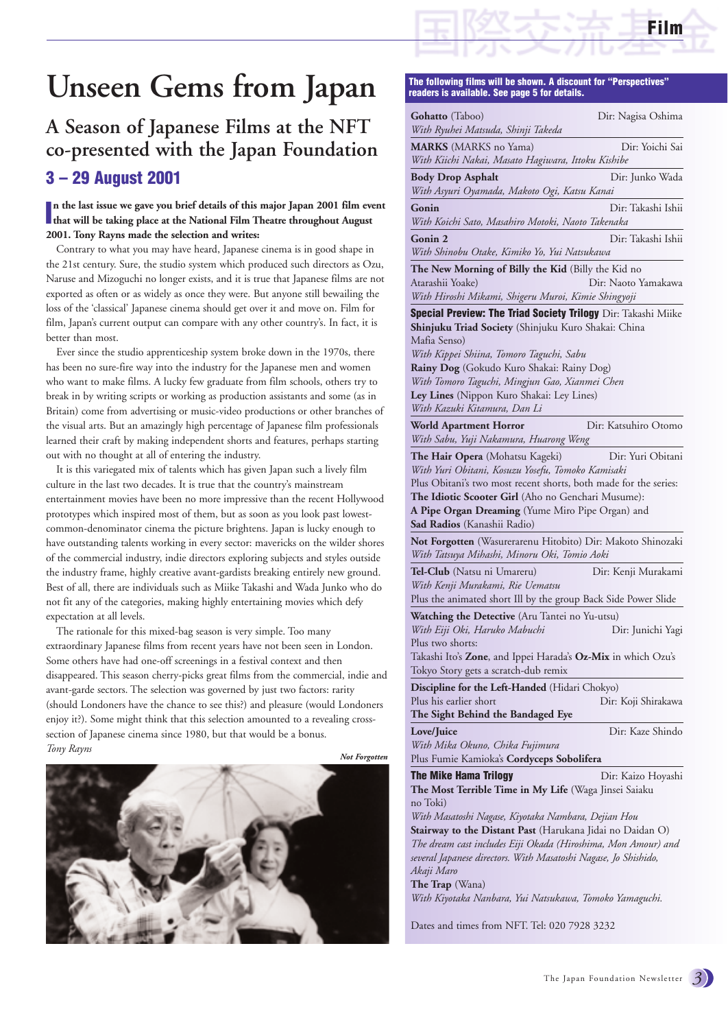# Unseen Gems from Japan

## A Season of Japanese Films at the NFT co-presented with the Japan Foundation

## 3 – 29 August 2001

**In the last issue we gave you brief details of this major Japan 2001 film event that will be taking place at the National Film Theatre throughout August 2001. Tony Rayns made the selection and writes:**

Contrary to what you may have heard, Japanese cinema is in good shape in the 21st century. Sure, the studio system which produced such directors as Ozu, Naruse and Mizoguchi no longer exists, and it is true that Japanese films are not exported as often or as widely as once they were. But anyone still bewailing the loss of the 'classical' Japanese cinema should get over it and move on. Film for film, Japan's current output can compare with any other country's. In fact, it is better than most.

Ever since the studio apprenticeship system broke down in the 1970s, there has been no sure-fire way into the industry for the Japanese men and women who want to make films. A lucky few graduate from film schools, others try to break in by writing scripts or working as production assistants and some (as in Britain) come from advertising or music-video productions or other branches of the visual arts. But an amazingly high percentage of Japanese film professionals learned their craft by making independent shorts and features, perhaps starting out with no thought at all of entering the industry.

It is this variegated mix of talents which has given Japan such a lively film culture in the last two decades. It is true that the country's mainstream entertainment movies have been no more impressive than the recent Hollywood prototypes which inspired most of them, but as soon as you look past lowest-common-denominator cinema the picture brightens. Japan is lucky enough to have outstanding talents working in every sector: mavericks on the wilder shores of the commercial industry, indie directors exploring subjects and styles outside the industry frame, highly creative avant-gardists breaking entirely new ground. Best of all, there are individuals such as Miike Takashi and Wada Junko who do not fit any of the categories, making highly entertaining movies which defy expectation at all levels.

The rationale for this mixed-bag season is very simple. Too many extraordinary Japanese films from recent years have not been seen in London. Some others have had one-off screenings in a festival context and then disappeared. This season cherry-picks great films from the commercial, indie and avant-garde sectors. The selection was governed by just two factors: rarity (should Londoners have the chance to see this?) and pleasure (would Londoners enjoy it?). Some might think that this selection amounted to a revealing cross-section of Japanese cinema since 1980, but that would be a bonus.

*Tony Rayns*

*Not Forgotten*

**The following films will be shown. A discount for "Perspectives" readers is available. See page 5 for details.**

**Gohatto** (Taboo) — Dir: Nagisa Oshima
*With Ryuhei Matsuda, Shinji Takeda*

**MARKS** (MARKS no Yama) — Dir: Yoichi Sai
*With Kiichi Nakai, Masato Hagiwara, Ittoku Kishibe*

**Body Drop Asphalt** — Dir: Junko Wada
*With Asyuri Oyamada, Makoto Ogi, Katsu Kanai*

**Gonin** — Dir: Takashi Ishii
*With Koichi Sato, Masahiro Motoki, Naoto Takenaka*

**Gonin 2** — Dir: Takashi Ishii
*With Shinobu Otake, Kimiko Yo, Yui Natsukawa*

**The New Morning of Billy the Kid** (Billy the Kid no Atarashii Yoake) — Dir: Naoto Yamakawa
*With Hiroshi Mikami, Shigeru Muroi, Kimie Shingyoji*

**Special Preview: The Triad Society Trilogy** Dir: Takashi Miike
**Shinjuku Triad Society** (Shinjuku Kuro Shakai: China Mafia Senso)
*With Kippei Shiina, Tomoro Taguchi, Sabu*
**Rainy Dog** (Gokudo Kuro Shakai: Rainy Dog)
*With Tomoro Taguchi, Mingjun Gao, Xianmei Chen*
**Ley Lines** (Nippon Kuro Shakai: Ley Lines)
*With Kazuki Kitamura, Dan Li*

**World Apartment Horror** — Dir: Katsuhiro Otomo
*With Sabu, Yuji Nakamura, Huarong Weng*

**The Hair Opera** (Mohatsu Kageki) — Dir: Yuri Obitani
*With Yuri Obitani, Kosuzu Yosefu, Tomoko Kamisaki*
Plus Obitani's two most recent shorts, both made for the series:
**The Idiotic Scooter Girl** (Aho no Genchari Musume):
**A Pipe Organ Dreaming** (Yume Miro Pipe Organ) and
**Sad Radios** (Kanashii Radio)

**Not Forgotten** (Wasurerarenu Hitobito) Dir: Makoto Shinozaki
*With Tatsuya Mihashi, Minoru Oki, Tomio Aoki*

**Tel-Club** (Natsu ni Umareru) — Dir: Kenji Murakami
*With Kenji Murakami, Rie Uematsu*
Plus the animated short Ill by the group Back Side Power Slide

**Watching the Detective** (Aru Tantei no Yu-utsu) — Dir: Junichi Yagi
*With Eiji Oki, Haruko Mabuchi*
Plus two shorts:
Takashi Ito's **Zone**, and Ippei Harada's **Oz-Mix** in which Ozu's Tokyo Story gets a scratch-dub remix

**Discipline for the Left-Handed** (Hidari Chokyo) — Dir: Koji Shirakawa
Plus his earlier short
**The Sight Behind the Bandaged Eye**

**Love/Juice** — Dir: Kaze Shindo
*With Mika Okuno, Chika Fujimura*
Plus Fumie Kamioka's **Cordyceps Sobolifera**

**The Mike Hama Trilogy** — Dir: Kaizo Hoyashi
**The Most Terrible Time in My Life** (Waga Jinsei Saiaku no Toki)
*With Masatoshi Nagase, Kiyotaka Nambara, Dejian Hou*
**Stairway to the Distant Past** (Harukana Jidai no Daidan O)
*The dream cast includes Eiji Okada (Hiroshima, Mon Amour) and several Japanese directors. With Masatoshi Nagase, Jo Shishido, Akaji Maro*
**The Trap** (Wana)
*With Kiyotaka Nanbara, Yui Natsukawa, Tomoko Yamaguchi.*

Dates and times from NFT. Tel: 020 7928 3232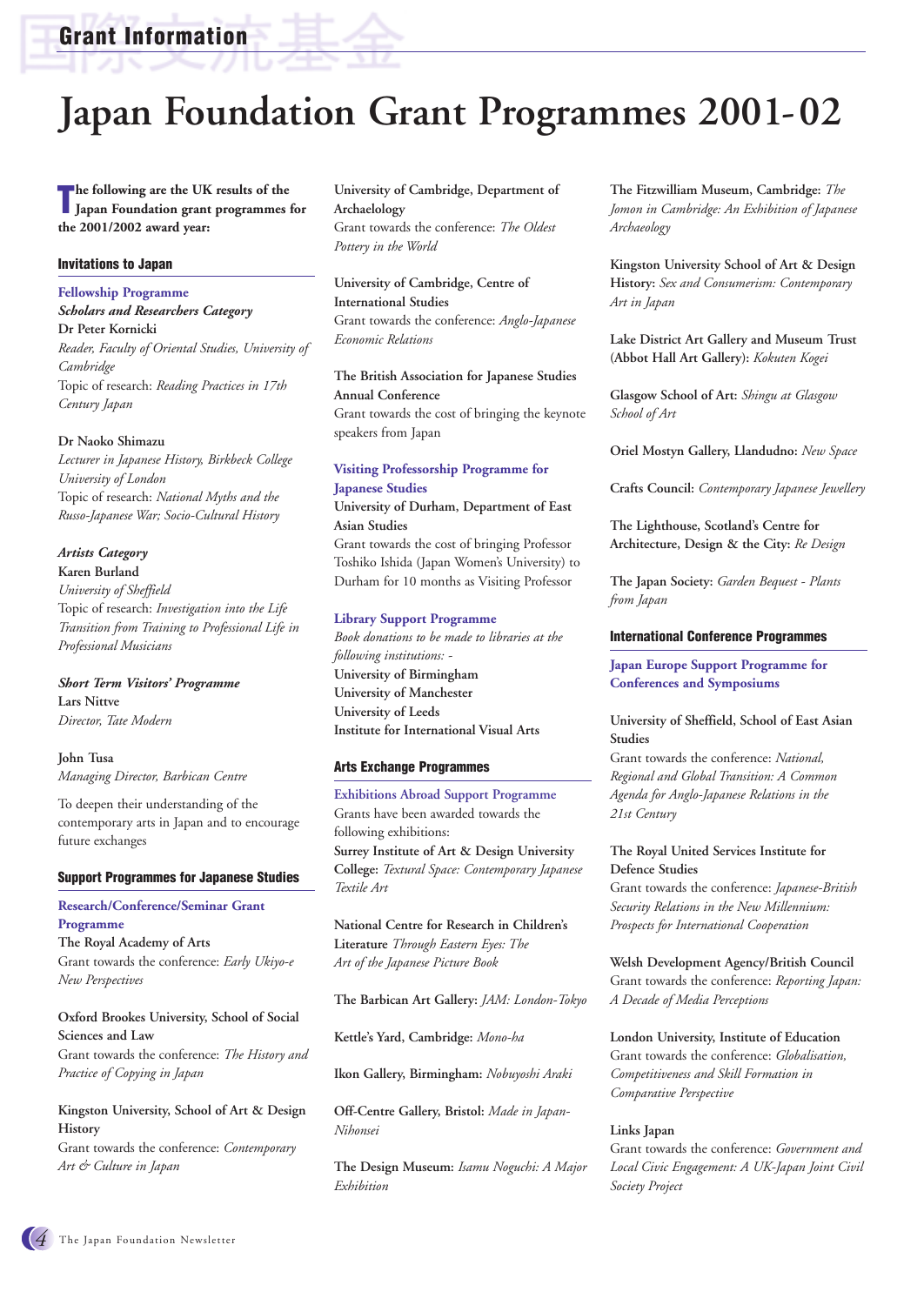# Japan Foundation Grant Programmes 2001-02

**The following are the UK results of the Japan Foundation grant programmes for the 2001/2002 award year:**

## Invitations to Japan

### Fellowship Programme

***Scholars and Researchers Category***

**Dr Peter Kornicki**
*Reader, Faculty of Oriental Studies, University of Cambridge*
Topic of research: *Reading Practices in 17th Century Japan*

**Dr Naoko Shimazu**
*Lecturer in Japanese History, Birkbeck College University of London*
Topic of research: *National Myths and the Russo-Japanese War; Socio-Cultural History*

***Artists Category***

**Karen Burland**
*University of Sheffield*
Topic of research: *Investigation into the Life Transition from Training to Professional Life in Professional Musicians*

***Short Term Visitors' Programme***

**Lars Nittve**
*Director, Tate Modern*

**John Tusa**
*Managing Director, Barbican Centre*

To deepen their understanding of the contemporary arts in Japan and to encourage future exchanges

## Support Programmes for Japanese Studies

### Research/Conference/Seminar Grant Programme

**The Royal Academy of Arts**
Grant towards the conference: *Early Ukiyo-e New Perspectives*

**Oxford Brookes University, School of Social Sciences and Law**
Grant towards the conference: *The History and Practice of Copying in Japan*

**Kingston University, School of Art & Design History**
Grant towards the conference: *Contemporary Art & Culture in Japan*

**University of Cambridge, Department of Archaeology**
Grant towards the conference: *The Oldest Pottery in the World*

**University of Cambridge, Centre of International Studies**
Grant towards the conference: *Anglo-Japanese Economic Relations*

**The British Association for Japanese Studies Annual Conference**
Grant towards the cost of bringing the keynote speakers from Japan

### Visiting Professorship Programme for Japanese Studies

**University of Durham, Department of East Asian Studies**
Grant towards the cost of bringing Professor Toshiko Ishida (Japan Women's University) to Durham for 10 months as Visiting Professor

### Library Support Programme

*Book donations to be made to libraries at the following institutions: -*

**University of Birmingham**
**University of Manchester**
**University of Leeds**
**Institute for International Visual Arts**

## Arts Exchange Programmes

### Exhibitions Abroad Support Programme

Grants have been awarded towards the following exhibitions:

**Surrey Institute of Art & Design University College:** *Textural Space: Contemporary Japanese Textile Art*

**National Centre for Research in Children's Literature** *Through Eastern Eyes: The Art of the Japanese Picture Book*

**The Barbican Art Gallery:** *JAM: London-Tokyo*

**Kettle's Yard, Cambridge:** *Mono-ha*

**Ikon Gallery, Birmingham:** *Nobuyoshi Araki*

**Off-Centre Gallery, Bristol:** *Made in Japan-Nihonsei*

**The Design Museum:** *Isamu Noguchi: A Major Exhibition*

**The Fitzwilliam Museum, Cambridge:** *The Jomon in Cambridge: An Exhibition of Japanese Archaeology*

**Kingston University School of Art & Design History:** *Sex and Consumerism: Contemporary Art in Japan*

**Lake District Art Gallery and Museum Trust (Abbot Hall Art Gallery):** *Kokuten Kogei*

**Glasgow School of Art:** *Shingu at Glasgow School of Art*

**Oriel Mostyn Gallery, Llandudno:** *New Space*

**Crafts Council:** *Contemporary Japanese Jewellery*

**The Lighthouse, Scotland's Centre for Architecture, Design & the City:** *Re Design*

**The Japan Society:** *Garden Bequest - Plants from Japan*

## International Conference Programmes

### Japan Europe Support Programme for Conferences and Symposiums

**University of Sheffield, School of East Asian Studies**
Grant towards the conference: *National, Regional and Global Transition: A Common Agenda for Anglo-Japanese Relations in the 21st Century*

**The Royal United Services Institute for Defence Studies**
Grant towards the conference: *Japanese-British Security Relations in the New Millennium: Prospects for International Cooperation*

**Welsh Development Agency/British Council**
Grant towards the conference: *Reporting Japan: A Decade of Media Perceptions*

**London University, Institute of Education**
Grant towards the conference: *Globalisation, Competitiveness and Skill Formation in Comparative Perspective*

**Links Japan**
Grant towards the conference: *Government and Local Civic Engagement: A UK-Japan Joint Civil Society Project*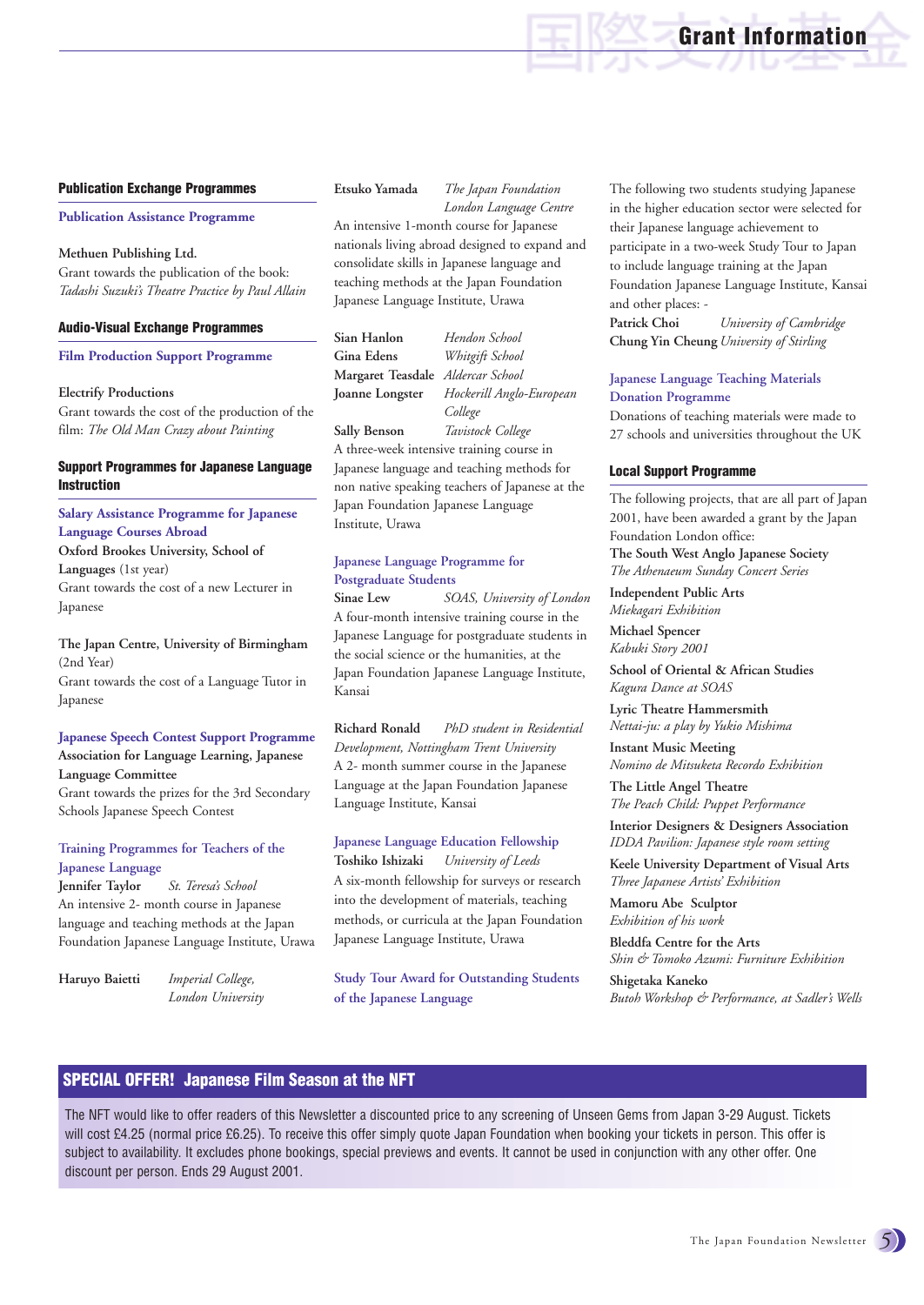# Grant Information

## Publication Exchange Programmes

### Publication Assistance Programme

**Methuen Publishing Ltd.**
Grant towards the publication of the book: *Tadashi Suzuki's Theatre Practice by Paul Allain*

## Audio-Visual Exchange Programmes

### Film Production Support Programme

**Electrify Productions**
Grant towards the cost of the production of the film: *The Old Man Crazy about Painting*

## Support Programmes for Japanese Language Instruction

### Salary Assistance Programme for Japanese Language Courses Abroad

**Oxford Brookes University, School of Languages** (1st year)
Grant towards the cost of a new Lecturer in Japanese

**The Japan Centre, University of Birmingham** (2nd Year)
Grant towards the cost of a Language Tutor in Japanese

### Japanese Speech Contest Support Programme

**Association for Language Learning, Japanese Language Committee**
Grant towards the prizes for the 3rd Secondary Schools Japanese Speech Contest

### Training Programmes for Teachers of the Japanese Language

**Jennifer Taylor** *St. Teresa's School*
An intensive 2- month course in Japanese language and teaching methods at the Japan Foundation Japanese Language Institute, Urawa

**Haruyo Baietti** *Imperial College, London University*

**Etsuko Yamada** *The Japan Foundation London Language Centre*
An intensive 1-month course for Japanese nationals living abroad designed to expand and consolidate skills in Japanese language and teaching methods at the Japan Foundation Japanese Language Institute, Urawa

**Sian Hanlon** *Hendon School*
**Gina Edens** *Whitgift School*
**Margaret Teasdale** *Aldercar School*
**Joanne Longster** *Hockerill Anglo-European College*
**Sally Benson** *Tavistock College*
A three-week intensive training course in Japanese language and teaching methods for non native speaking teachers of Japanese at the Japan Foundation Japanese Language Institute, Urawa

### Japanese Language Programme for Postgraduate Students

**Sinae Lew** *SOAS, University of London*
A four-month intensive training course in the Japanese Language for postgraduate students in the social science or the humanities, at the Japan Foundation Japanese Language Institute, Kansai

**Richard Ronald** *PhD student in Residential Development, Nottingham Trent University*
A 2- month summer course in the Japanese Language at the Japan Foundation Japanese Language Institute, Kansai

### Japanese Language Education Fellowship

**Toshiko Ishizaki** *University of Leeds*
A six-month fellowship for surveys or research into the development of materials, teaching methods, or curricula at the Japan Foundation Japanese Language Institute, Urawa

### Study Tour Award for Outstanding Students of the Japanese Language

The following two students studying Japanese in the higher education sector were selected for their Japanese language achievement to participate in a two-week Study Tour to Japan to include language training at the Japan Foundation Japanese Language Institute, Kansai and other places: -

**Patrick Choi** *University of Cambridge*
**Chung Yin Cheung** *University of Stirling*

### Japanese Language Teaching Materials Donation Programme

Donations of teaching materials were made to 27 schools and universities throughout the UK

## Local Support Programme

The following projects, that are all part of Japan 2001, have been awarded a grant by the Japan Foundation London office:

**The South West Anglo Japanese Society**
*The Athenaeum Sunday Concert Series*

**Independent Public Arts**
*Miekagari Exhibition*

**Michael Spencer**
*Kabuki Story 2001*

**School of Oriental & African Studies**
*Kagura Dance at SOAS*

**Lyric Theatre Hammersmith**
*Nettai-ju: a play by Yukio Mishima*

**Instant Music Meeting**
*Nomino de Mitsuketa Recordo Exhibition*

**The Little Angel Theatre**
*The Peach Child: Puppet Performance*

**Interior Designers & Designers Association**
*IDDA Pavilion: Japanese style room setting*

**Keele University Department of Visual Arts**
*Three Japanese Artists' Exhibition*

**Mamoru Abe Sculptor**
*Exhibition of his work*

**Bleddfa Centre for the Arts**
*Shin & Tomoko Azumi: Furniture Exhibition*

**Shigetaka Kaneko**
*Butoh Workshop & Performance, at Sadler's Wells*

## SPECIAL OFFER! Japanese Film Season at the NFT

The NFT would like to offer readers of this Newsletter a discounted price to any screening of Unseen Gems from Japan 3-29 August. Tickets will cost £4.25 (normal price £6.25). To receive this offer simply quote Japan Foundation when booking your tickets in person. This offer is subject to availability. It excludes phone bookings, special previews and events. It cannot be used in conjunction with any other offer. One discount per person. Ends 29 August 2001.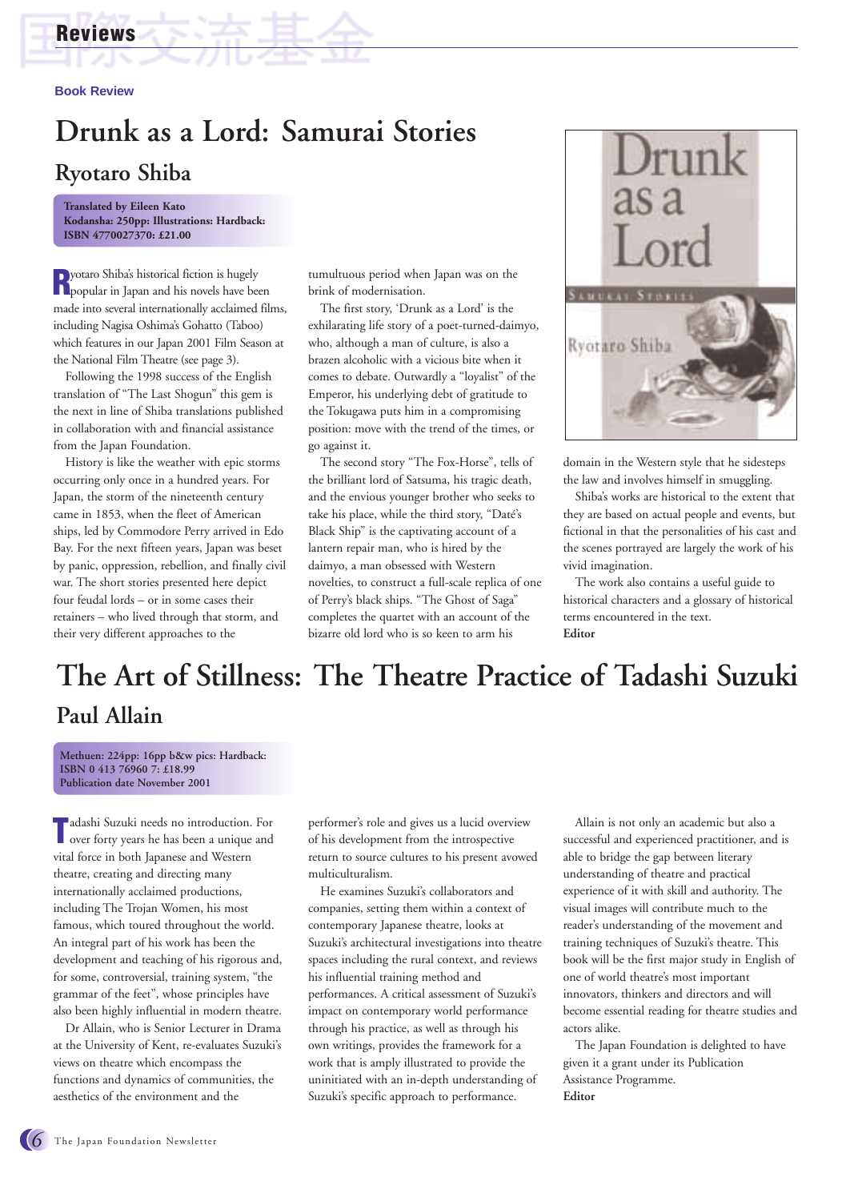## Reviews

**Book Review**

# Drunk as a Lord: Samurai Stories

## Ryotaro Shiba

**Translated by Eileen Kato**
**Kodansha: 250pp: Illustrations: Hardback:**
**ISBN 4770027370: £21.00**

Ryotaro Shiba's historical fiction is hugely popular in Japan and his novels have been made into several internationally acclaimed films, including Nagisa Oshima's Gohatto (Taboo) which features in our Japan 2001 Film Season at the National Film Theatre (see page 3).

Following the 1998 success of the English translation of "The Last Shogun" this gem is the next in line of Shiba translations published in collaboration with and financial assistance from the Japan Foundation.

History is like the weather with epic storms occurring only once in a hundred years. For Japan, the storm of the nineteenth century came in 1853, when the fleet of American ships, led by Commodore Perry arrived in Edo Bay. For the next fifteen years, Japan was beset by panic, oppression, rebellion, and finally civil war. The short stories presented here depict four feudal lords – or in some cases their retainers – who lived through that storm, and their very different approaches to the tumultuous period when Japan was on the brink of modernisation.

The first story, 'Drunk as a Lord' is the exhilarating life story of a poet-turned-daimyo, who, although a man of culture, is also a brazen alcoholic with a vicious bite when it comes to debate. Outwardly a "loyalist" of the Emperor, his underlying debt of gratitude to the Tokugawa puts him in a compromising position: move with the trend of the times, or go against it.

The second story "The Fox-Horse", tells of the brilliant lord of Satsuma, his tragic death, and the envious younger brother who seeks to take his place, while the third story, "Daté's Black Ship" is the captivating account of a lantern repair man, who is hired by the daimyo, a man obsessed with Western novelties, to construct a full-scale replica of one of Perry's black ships. "The Ghost of Saga" completes the quartet with an account of the bizarre old lord who is so keen to arm his domain in the Western style that he sidesteps the law and involves himself in smuggling.

Shiba's works are historical to the extent that they are based on actual people and events, but fictional in that the personalities of his cast and the scenes portrayed are largely the work of his vivid imagination.

The work also contains a useful guide to historical characters and a glossary of historical terms encountered in the text.

**Editor**

# The Art of Stillness: The Theatre Practice of Tadashi Suzuki

## Paul Allain

**Methuen: 224pp: 16pp b&w pics: Hardback:**
**ISBN 0 413 76960 7: £18.99**
**Publication date November 2001**

Tadashi Suzuki needs no introduction. For over forty years he has been a unique and vital force in both Japanese and Western theatre, creating and directing many internationally acclaimed productions, including The Trojan Women, his most famous, which toured throughout the world. An integral part of his work has been the development and teaching of his rigorous and, for some, controversial, training system, "the grammar of the feet", whose principles have also been highly influential in modern theatre.

Dr Allain, who is Senior Lecturer in Drama at the University of Kent, re-evaluates Suzuki's views on theatre which encompass the functions and dynamics of communities, the aesthetics of the environment and the performer's role and gives us a lucid overview of his development from the introspective return to source cultures to his present avowed multiculturalism.

He examines Suzuki's collaborators and companies, setting them within a context of contemporary Japanese theatre, looks at Suzuki's architectural investigations into theatre spaces including the rural context, and reviews his influential training method and performances. A critical assessment of Suzuki's impact on contemporary world performance through his practice, as well as through his own writings, provides the framework for a work that is amply illustrated to provide the uninitiated with an in-depth understanding of Suzuki's specific approach to performance.

Allain is not only an academic but also a successful and experienced practitioner, and is able to bridge the gap between literary understanding of theatre and practical experience of it with skill and authority. The visual images will contribute much to the reader's understanding of the movement and training techniques of Suzuki's theatre. This book will be the first major study in English of one of world theatre's most important innovators, thinkers and directors and will become essential reading for theatre studies and actors alike.

The Japan Foundation is delighted to have given it a grant under its Publication Assistance Programme.

**Editor**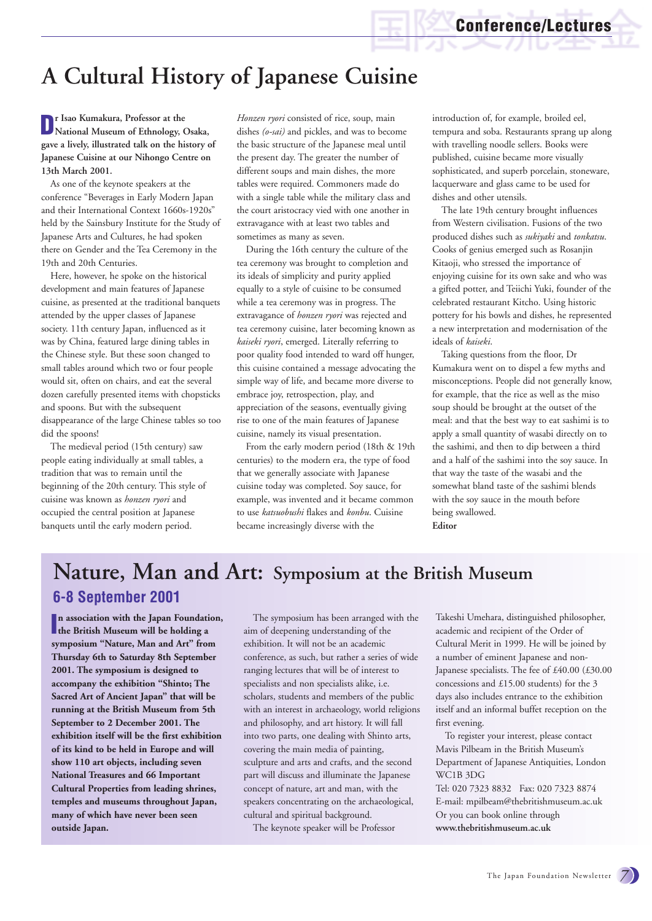# A Cultural History of Japanese Cuisine

**Dr Isao Kumakura, Professor at the National Museum of Ethnology, Osaka, gave a lively, illustrated talk on the history of Japanese Cuisine at our Nihongo Centre on 13th March 2001.**

As one of the keynote speakers at the conference "Beverages in Early Modern Japan and their International Context 1660s-1920s" held by the Sainsbury Institute for the Study of Japanese Arts and Cultures, he had spoken there on Gender and the Tea Ceremony in the 19th and 20th Centuries.

Here, however, he spoke on the historical development and main features of Japanese cuisine, as presented at the traditional banquets attended by the upper classes of Japanese society. 11th century Japan, influenced as it was by China, featured large dining tables in the Chinese style. But these soon changed to small tables around which two or four people would sit, often on chairs, and eat the several dozen carefully presented items with chopsticks and spoons. But with the subsequent disappearance of the large Chinese tables so too did the spoons!

The medieval period (15th century) saw people eating individually at small tables, a tradition that was to remain until the beginning of the 20th century. This style of cuisine was known as *honzen ryori* and occupied the central position at Japanese banquets until the early modern period.

*Honzen ryori* consisted of rice, soup, main dishes *(o-sai)* and pickles, and was to become the basic structure of the Japanese meal until the present day. The greater the number of different soups and main dishes, the more tables were required. Commoners made do with a single table while the military class and the court aristocracy vied with one another in extravagance with at least two tables and sometimes as many as seven.

During the 16th century the culture of the tea ceremony was brought to completion and its ideals of simplicity and purity applied equally to a style of cuisine to be consumed while a tea ceremony was in progress. The extravagance of *honzen ryori* was rejected and tea ceremony cuisine, later becoming known as *kaiseki ryori*, emerged. Literally referring to poor quality food intended to ward off hunger, this cuisine contained a message advocating the simple way of life, and became more diverse to embrace joy, retrospection, play, and appreciation of the seasons, eventually giving rise to one of the main features of Japanese cuisine, namely its visual presentation.

From the early modern period (18th & 19th centuries) to the modern era, the type of food that we generally associate with Japanese cuisine today was completed. Soy sauce, for example, was invented and it became common to use *katsuobushi* flakes and *konbu*. Cuisine became increasingly diverse with the introduction of, for example, broiled eel, tempura and soba. Restaurants sprang up along with travelling noodle sellers. Books were published, cuisine became more visually sophisticated, and superb porcelain, stoneware, lacquerware and glass came to be used for dishes and other utensils.

The late 19th century brought influences from Western civilisation. Fusions of the two produced dishes such as *sukiyaki* and *tonkatsu*. Cooks of genius emerged such as Rosanjin Kitaoji, who stressed the importance of enjoying cuisine for its own sake and who was a gifted potter, and Teiichi Yuki, founder of the celebrated restaurant Kitcho. Using historic pottery for his bowls and dishes, he represented a new interpretation and modernisation of the ideals of *kaiseki*.

Taking questions from the floor, Dr Kumakura went on to dispel a few myths and misconceptions. People did not generally know, for example, that the rice as well as the miso soup should be brought at the outset of the meal: and that the best way to eat sashimi is to apply a small quantity of wasabi directly on to the sashimi, and then to dip between a third and a half of the sashimi into the soy sauce. In that way the taste of the wasabi and the somewhat bland taste of the sashimi blends with the soy sauce in the mouth before being swallowed.

**Editor**

# Nature, Man and Art: Symposium at the British Museum

## 6-8 September 2001

**In association with the Japan Foundation, the British Museum will be holding a symposium "Nature, Man and Art" from Thursday 6th to Saturday 8th September 2001. The symposium is designed to accompany the exhibition "Shinto; The Sacred Art of Ancient Japan" that will be running at the British Museum from 5th September to 2 December 2001. The exhibition itself will be the first exhibition of its kind to be held in Europe and will show 110 art objects, including seven National Treasures and 66 Important Cultural Properties from leading shrines, temples and museums throughout Japan, many of which have never been seen outside Japan.**

The symposium has been arranged with the aim of deepening understanding of the exhibition. It will not be an academic conference, as such, but rather a series of wide ranging lectures that will be of interest to specialists and non specialists alike, i.e. scholars, students and members of the public with an interest in archaeology, world religions and philosophy, and art history. It will fall into two parts, one dealing with Shinto arts, covering the main media of painting, sculpture and arts and crafts, and the second part will discuss and illuminate the Japanese concept of nature, art and man, with the speakers concentrating on the archaeological, cultural and spiritual background.

The keynote speaker will be Professor Takeshi Umehara, distinguished philosopher, academic and recipient of the Order of Cultural Merit in 1999. He will be joined by a number of eminent Japanese and non-Japanese specialists. The fee of £40.00 (£30.00 concessions and £15.00 students) for the 3 days also includes entrance to the exhibition itself and an informal buffet reception on the first evening.

To register your interest, please contact Mavis Pilbeam in the British Museum's Department of Japanese Antiquities, London WC1B 3DG
Tel: 020 7323 8832 Fax: 020 7323 8874
E-mail: mpilbeam@thebritishmuseum.ac.uk
Or you can book online through
**www.thebritishmuseum.ac.uk**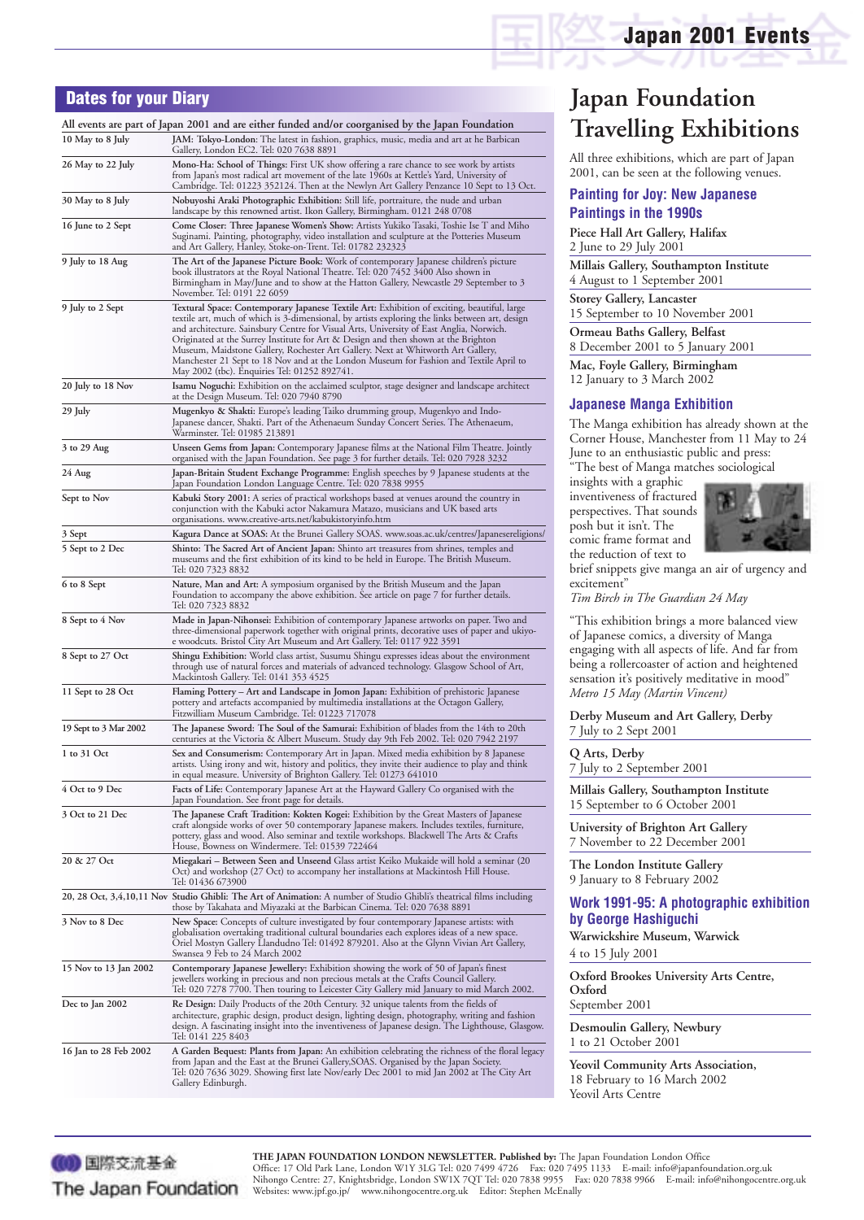# Japan 2001 Events

## Dates for your Diary

All events are part of Japan 2001 and are either funded and/or coorganised by the Japan Foundation

| | |
|---|---|
| 10 May to 8 July | **JAM: Tokyo-London**: The latest in fashion, graphics, music, media and art at he Barbican Gallery, London EC2. Tel: 020 7638 8891 |
| 26 May to 22 July | **Mono-Ha: School of Things**: First UK show offering a rare chance to see work by artists from Japan's most radical art movement of the late 1960s at Kettle's Yard, University of Cambridge. Tel: 01223 352124. Then at the Newlyn Art Gallery Penzance 10 Sept to 13 Oct. |
| 30 May to 8 July | **Nobuyoshi Araki Photographic Exhibition**: Still life, portraiture, the nude and urban landscape by this renowned artist. Ikon Gallery, Birmingham. 0121 248 0708 |
| 16 June to 2 Sept | **Come Closer: Three Japanese Women's Show**: Artists Yukiko Tasaki, Toshie Ise T and Miho Suginami. Painting, photography, video installation and sculpture at the Potteries Museum and Art Gallery, Hanley, Stoke-on-Trent. Tel: 01782 232323 |
| 9 July to 18 Aug | **The Art of the Japanese Picture Book**: Work of contemporary Japanese children's picture book illustrators at the Royal National Theatre. Tel: 020 7452 3400 Also shown in Birmingham in May/June and to show at the Hatton Gallery, Newcastle 29 September to 3 November. Tel: 0191 22 6059 |
| 9 July to 2 Sept | **Textural Space: Contemporary Japanese Textile Art**: Exhibition of exciting, beautiful, large textile art, much of which is 3-dimensional, by artists exploring the links between art, design and architecture. Sainsbury Centre for Visual Arts, University of East Anglia, Norwich. Originated at the Surrey Institute for Art & Design and then shown at the Brighton Museum, Maidstone Gallery, Rochester Art Gallery. Next at Whitworth Art Gallery, Manchester 21 Sept to 18 Nov and at the London Museum for Fashion and Textile April to May 2002 (tbc). Enquiries Tel: 01252 892741. |
| 20 July to 18 Nov | **Isamu Noguchi**: Exhibition on the acclaimed sculptor, stage designer and landscape architect at the Design Museum. Tel: 020 7940 8790 |
| 29 July | **Mugenkyo & Shakti**: Europe's leading Taiko drumming group, Mugenkyo and Indo-Japanese dancer, Shakti. Part of the Athenaeum Sunday Concert Series. The Athenaeum, Warminster. Tel: 01985 213891 |
| 3 to 29 Aug | **Unseen Gems from Japan**: Contemporary Japanese films at the National Film Theatre. Jointly organised with the Japan Foundation. See page 3 for further details. Tel: 020 7928 3232 |
| 24 Aug | **Japan-Britain Student Exchange Programme**: English speeches by 9 Japanese students at the Japan Foundation London Language Centre. Tel: 020 7838 9955 |
| Sept to Nov | **Kabuki Story 2001**: A series of practical workshops based at venues around the country in conjunction with the Kabuki actor Nakamura Matazo, musicians and UK based arts organisations. www.creative-arts.net/kabukistoryinfo.htm |
| 3 Sept | **Kagura Dance at SOAS**: At the Brunei Gallery SOAS. www.soas.ac.uk/centres/Japanesereligions/ |
| 5 Sept to 2 Dec | **Shinto: The Sacred Art of Ancient Japan**: Shinto art treasures from shrines, temples and museums and the first exhibition of its kind to be held in Europe. The British Museum. Tel: 020 7323 8832 |
| 6 to 8 Sept | **Nature, Man and Art**: A symposium organised by the British Museum and the Japan Foundation to accompany the above exhibition. See article on page 7 for further details. Tel: 020 7323 8832 |
| 8 Sept to 4 Nov | **Made in Japan-Nihonsei**: Exhibition of contemporary Japanese artworks on paper. Two and three-dimensional paperwork together with original prints, decorative uses of paper and ukiyo-e woodcuts. Bristol City Art Museum and Art Gallery. Tel: 0117 922 3591 |
| 8 Sept to 27 Oct | **Shingu Exhibition**: World class artist, Susumu Shingu expresses ideas about the environment through use of natural forces and materials of advanced technology. Glasgow School of Art, Mackintosh Gallery. Tel: 0141 353 4525 |
| 11 Sept to 28 Oct | **Flaming Pottery – Art and Landscape in Jomon Japan**: Exhibition of prehistoric Japanese pottery and artefacts accompanied by multimedia installations at the Octagon Gallery, Fitzwilliam Museum Cambridge. Tel: 01223 717078 |
| 19 Sept to 3 Mar 2002 | **The Japanese Sword: The Soul of the Samurai**: Exhibition of blades from the 14th to 20th centuries at the Victoria & Albert Museum. Study day 9th Feb 2002. Tel: 020 7942 2197 |
| 1 to 31 Oct | **Sex and Consumerism**: Contemporary Art in Japan. Mixed media exhibition by 8 Japanese artists. Using irony and wit, history and politics, they invite their audience to play and think in equal measure. University of Brighton Gallery. Tel: 01273 641010 |
| 4 Oct to 9 Dec | **Facts of Life**: Contemporary Japanese Art at the Hayward Gallery Co organised with the Japan Foundation. See front page for details. |
| 3 Oct to 21 Dec | **The Japanese Craft Tradition: Kokten Kogei**: Exhibition by the Great Masters of Japanese craft alongside works of over 50 contemporary Japanese makers. Includes textiles, furniture, pottery, glass and wood. Also seminar and textile workshops. Blackwell The Arts & Crafts House, Bowness on Windermere. Tel: 01539 722464 |
| 20 & 27 Oct | **Miegakari – Between Seen and Unseend** Glass artist Keiko Mukaide will hold a seminar (20 Oct) and workshop (27 Oct) to accompany her installations at Mackintosh Hill House. Tel: 01436 673900 |
| 20, 28 Oct, 3,4,10,11 Nov | **Studio Ghibli: The Art of Animation**: A number of Studio Ghibli's theatrical films including those by Takahata and Miyazaki at the Barbican Cinema. Tel: 020 7638 8891 |
| 3 Nov to 8 Dec | **New Space**: Concepts of culture investigated by four contemporary Japanese artists: with globalisation overtaking traditional cultural boundaries each explores ideas of a new space. Oriel Mostyn Gallery Llandudno Tel: 01492 879201. Also at the Glynn Vivian Art Gallery, Swansea 9 Feb to 24 March 2002 |
| 15 Nov to 13 Jan 2002 | **Contemporary Japanese Jewellery**: Exhibition showing the work of 50 of Japan's finest jewellers working in precious and non precious metals at the Crafts Council Gallery. Tel: 020 7278 7700. Then touring to Leicester City Gallery mid January to mid March 2002. |
| Dec to Jan 2002 | **Re Design**: Daily Products of the 20th Century. 32 unique talents from the fields of architecture, graphic design, product design, lighting design, photography, writing and fashion design. A fascinating insight into the inventiveness of Japanese design. The Lighthouse, Glasgow. Tel: 0141 225 8403 |
| 16 Jan to 28 Feb 2002 | **A Garden Bequest: Plants from Japan**: An exhibition celebrating the richness of the floral legacy from Japan and the East at the Brunei Gallery,SOAS. Organised by the Japan Society. Tel: 020 7636 3029. Showing first late Nov/early Dec 2001 to mid Jan 2002 at The City Art Gallery Edinburgh. |

# Japan Foundation Travelling Exhibitions

All three exhibitions, which are part of Japan 2001, can be seen at the following venues.

### Painting for Joy: New Japanese Paintings in the 1990s

**Piece Hall Art Gallery, Halifax**
2 June to 29 July 2001

**Millais Gallery, Southampton Institute**
4 August to 1 September 2001

**Storey Gallery, Lancaster**
15 September to 10 November 2001

**Ormeau Baths Gallery, Belfast**
8 December 2001 to 5 January 2001

**Mac, Foyle Gallery, Birmingham**
12 January to 3 March 2002

### Japanese Manga Exhibition

The Manga exhibition has already shown at the Corner House, Manchester from 11 May to 24 June to an enthusiastic public and press: "The best of Manga matches sociological insights with a graphic inventiveness of fractured perspectives. That sounds posh but it isn't. The comic frame format and the reduction of text to brief snippets give manga an air of urgency and excitement"
*Tim Birch in The Guardian 24 May*

"This exhibition brings a more balanced view of Japanese comics, a diversity of Manga engaging with all aspects of life. And far from being a rollercoaster of action and heightened sensation it's positively meditative in mood"
*Metro 15 May (Martin Vincent)*

**Derby Museum and Art Gallery, Derby**
7 July to 2 Sept 2001

**Q Arts, Derby**
7 July to 2 September 2001

**Millais Gallery, Southampton Institute**
15 September to 6 October 2001

**University of Brighton Art Gallery**
7 November to 22 December 2001

**The London Institute Gallery**
9 January to 8 February 2002

### Work 1991-95: A photographic exhibition by George Hashiguchi

**Warwickshire Museum, Warwick**
4 to 15 July 2001

**Oxford Brookes University Arts Centre, Oxford**
September 2001

**Desmoulin Gallery, Newbury**
1 to 21 October 2001

**Yeovil Community Arts Association,**
18 February to 16 March 2002
Yeovil Arts Centre

---

国際交流基金 The Japan Foundation

**THE JAPAN FOUNDATION LONDON NEWSLETTER. Published by:** The Japan Foundation London Office
Office: 17 Old Park Lane, London W1Y 3LG Tel: 020 7499 4726 Fax: 020 7495 1133 E-mail: info@japanfoundation.org.uk
Nihongo Centre: 27, Knightsbridge, London SW1X 7QT Tel: 020 7838 9955 Fax: 020 7838 9966 E-mail: info@nihongocentre.org.uk
Websites: www.jpf.go.jp/ www.nihongocentre.org.uk Editor: Stephen McEnally